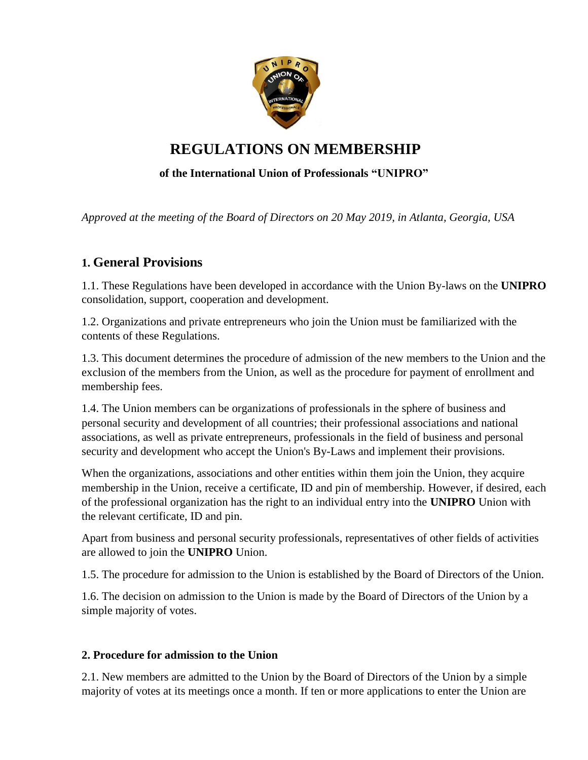# REGULATIONS ON MEMBERSHIP

**of the International Union of Professionals "UNIPRO"**

*Approved at the meeting of the Board of Directors on 20 May 2019, in Atlanta, Georgia, USA*

## 1. General Provisions

1.1. These Regulations have been developed in accordance with the Union By-laws on the **UNIPRO** consolidation, support, cooperation and development.

1.2. Organizations and private entrepreneurs who join the Union must be familiarized with the contents of these Regulations.

1.3. This document determines the procedure of admission of the new members to the Union and the exclusion of the members from the Union, as well as the procedure for payment of enrollment and membership fees.

1.4. The Union members can be organizations of professionals in the sphere of business and personal security and development of all countries; their professional associations and national associations, as well as private entrepreneurs, professionals in the field of business and personal security and development who accept the Union's By-Laws and implement their provisions.

When the organizations, associations and other entities within them join the Union, they acquire membership in the Union, receive a certificate, ID and pin of membership. However, if desired, each of the professional organization has the right to an individual entry into the **UNIPRO** Union with the relevant certificate, ID and pin.

Apart from business and personal security professionals, representatives of other fields of activities are allowed to join the **UNIPRO** Union.

1.5. The procedure for admission to the Union is established by the Board of Directors of the Union.

1.6. The decision on admission to the Union is made by the Board of Directors of the Union by a simple majority of votes.

### 2. Procedure for admission to the Union

2.1. New members are admitted to the Union by the Board of Directors of the Union by a simple majority of votes at its meetings once a month. If ten or more applications to enter the Union are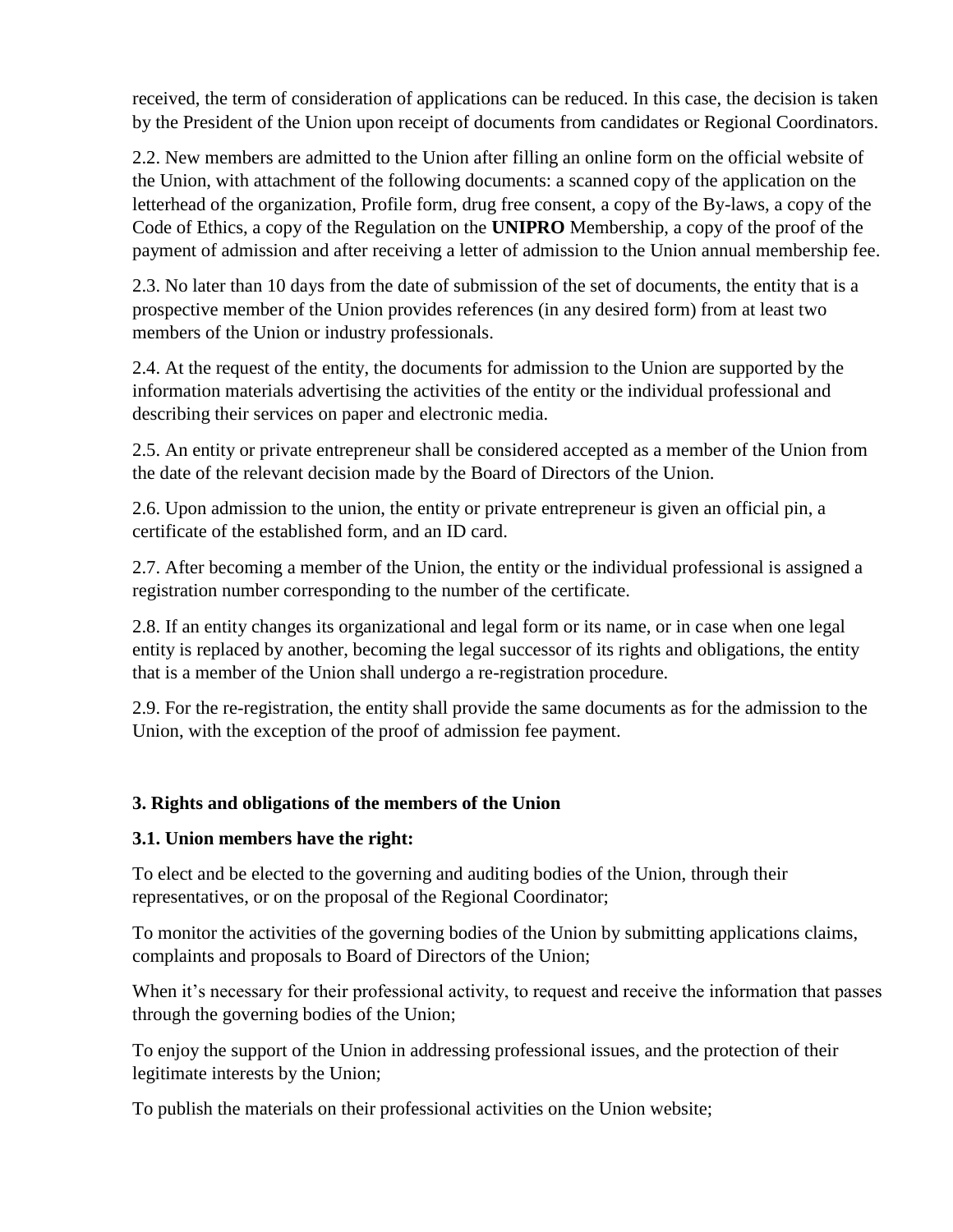received, the term of consideration of applications can be reduced. In this case, the decision is taken by the President of the Union upon receipt of documents from candidates or Regional Coordinators.

2.2. New members are admitted to the Union after filling an online form on the official website of the Union, with attachment of the following documents: a scanned copy of the application on the letterhead of the organization, Profile form, drug free consent, a copy of the By-laws, a copy of the Code of Ethics, a copy of the Regulation on the **UNIPRO** Membership, a copy of the proof of the payment of admission and after receiving a letter of admission to the Union annual membership fee.

2.3. No later than 10 days from the date of submission of the set of documents, the entity that is a prospective member of the Union provides references (in any desired form) from at least two members of the Union or industry professionals.

2.4. At the request of the entity, the documents for admission to the Union are supported by the information materials advertising the activities of the entity or the individual professional and describing their services on paper and electronic media.

2.5. An entity or private entrepreneur shall be considered accepted as a member of the Union from the date of the relevant decision made by the Board of Directors of the Union.

2.6. Upon admission to the union, the entity or private entrepreneur is given an official pin, a certificate of the established form, and an ID card.

2.7. After becoming a member of the Union, the entity or the individual professional is assigned a registration number corresponding to the number of the certificate.

2.8. If an entity changes its organizational and legal form or its name, or in case when one legal entity is replaced by another, becoming the legal successor of its rights and obligations, the entity that is a member of the Union shall undergo a re-registration procedure.

2.9. For the re-registration, the entity shall provide the same documents as for the admission to the Union, with the exception of the proof of admission fee payment.

## 3. Rights and obligations of the members of the Union

### 3.1. Union members have the right:

To elect and be elected to the governing and auditing bodies of the Union, through their representatives, or on the proposal of the Regional Coordinator;

To monitor the activities of the governing bodies of the Union by submitting applications claims, complaints and proposals to Board of Directors of the Union;

When it's necessary for their professional activity, to request and receive the information that passes through the governing bodies of the Union;

To enjoy the support of the Union in addressing professional issues, and the protection of their legitimate interests by the Union;

To publish the materials on their professional activities on the Union website;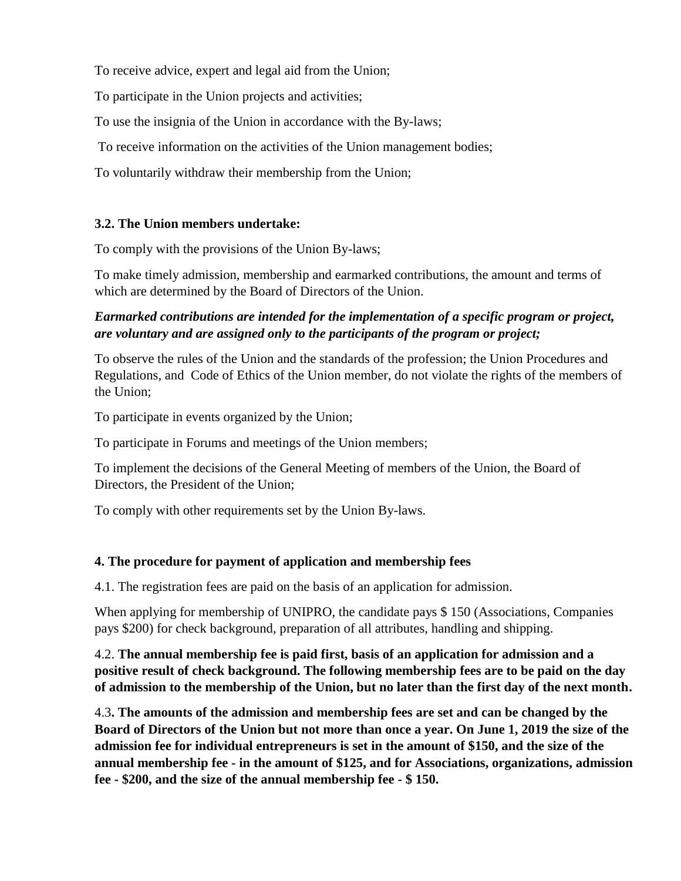To receive advice, expert and legal aid from the Union;

To participate in the Union projects and activities;

To use the insignia of the Union in accordance with the By-laws;

To receive information on the activities of the Union management bodies;

To voluntarily withdraw their membership from the Union;

**3.2. The Union members undertake:**

To comply with the provisions of the Union By-laws;

To make timely admission, membership and earmarked contributions, the amount and terms of which are determined by the Board of Directors of the Union.

***Earmarked contributions are intended for the implementation of a specific program or project, are voluntary and are assigned only to the participants of the program or project;***

To observe the rules of the Union and the standards of the profession; the Union Procedures and Regulations, and Code of Ethics of the Union member, do not violate the rights of the members of the Union;

To participate in events organized by the Union;

To participate in Forums and meetings of the Union members;

To implement the decisions of the General Meeting of members of the Union, the Board of Directors, the President of the Union;

To comply with other requirements set by the Union By-laws.

**4. The procedure for payment of application and membership fees**

4.1. The registration fees are paid on the basis of an application for admission.

When applying for membership of UNIPRO, the candidate pays $ 150 (Associations, Companies pays $200) for check background, preparation of all attributes, handling and shipping.

4.2. **The annual membership fee is paid first, basis of an application for admission and a positive result of check background. The following membership fees are to be paid on the day of admission to the membership of the Union, but no later than the first day of the next month.**

4.3**. The amounts of the admission and membership fees are set and can be changed by the Board of Directors of the Union but not more than once a year. On June 1, 2019 the size of the admission fee for individual entrepreneurs is set in the amount of $150, and the size of the annual membership fee - in the amount of $125, and for Associations, organizations, admission fee - $200, and the size of the annual membership fee - $ 150.**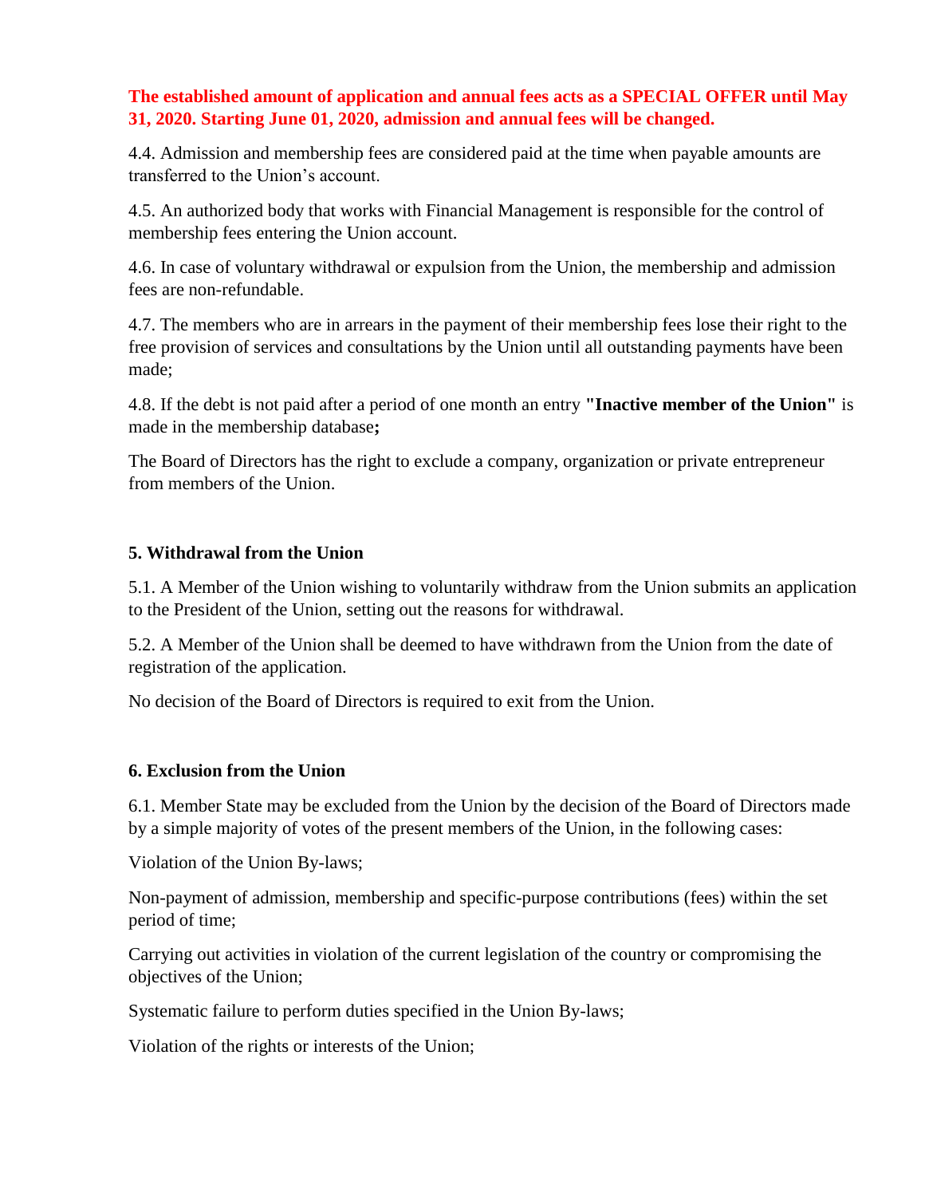**The established amount of application and annual fees acts as a SPECIAL OFFER until May 31, 2020. Starting June 01, 2020, admission and annual fees will be changed.**

4.4. Admission and membership fees are considered paid at the time when payable amounts are transferred to the Union's account.

4.5. An authorized body that works with Financial Management is responsible for the control of membership fees entering the Union account.

4.6. In case of voluntary withdrawal or expulsion from the Union, the membership and admission fees are non-refundable.

4.7. The members who are in arrears in the payment of their membership fees lose their right to the free provision of services and consultations by the Union until all outstanding payments have been made;

4.8. If the debt is not paid after a period of one month an entry **"Inactive member of the Union"** is made in the membership database**;**

The Board of Directors has the right to exclude a company, organization or private entrepreneur from members of the Union.

### 5. Withdrawal from the Union

5.1. A Member of the Union wishing to voluntarily withdraw from the Union submits an application to the President of the Union, setting out the reasons for withdrawal.

5.2. A Member of the Union shall be deemed to have withdrawn from the Union from the date of registration of the application.

No decision of the Board of Directors is required to exit from the Union.

### 6. Exclusion from the Union

6.1. Member State may be excluded from the Union by the decision of the Board of Directors made by a simple majority of votes of the present members of the Union, in the following cases:

Violation of the Union By-laws;

Non-payment of admission, membership and specific-purpose contributions (fees) within the set period of time;

Carrying out activities in violation of the current legislation of the country or compromising the objectives of the Union;

Systematic failure to perform duties specified in the Union By-laws;

Violation of the rights or interests of the Union;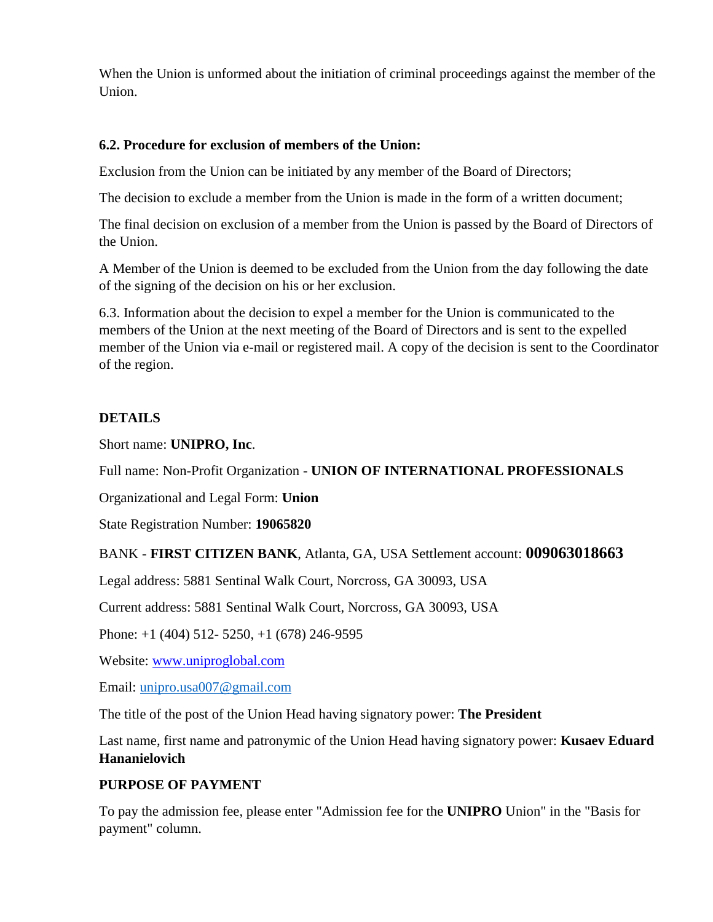When the Union is unformed about the initiation of criminal proceedings against the member of the Union.

**6.2. Procedure for exclusion of members of the Union:**

Exclusion from the Union can be initiated by any member of the Board of Directors;

The decision to exclude a member from the Union is made in the form of a written document;

The final decision on exclusion of a member from the Union is passed by the Board of Directors of the Union.

A Member of the Union is deemed to be excluded from the Union from the day following the date of the signing of the decision on his or her exclusion.

6.3. Information about the decision to expel a member for the Union is communicated to the members of the Union at the next meeting of the Board of Directors and is sent to the expelled member of the Union via e-mail or registered mail. A copy of the decision is sent to the Coordinator of the region.

**DETAILS**

Short name: **UNIPRO, Inc**.

Full name: Non-Profit Organization - **UNION OF INTERNATIONAL PROFESSIONALS**

Organizational and Legal Form: **Union**

State Registration Number: **19065820**

BANK - **FIRST CITIZEN BANK**, Atlanta, GA, USA Settlement account: **009063018663**

Legal address: 5881 Sentinal Walk Court, Norcross, GA 30093, USA

Current address: 5881 Sentinal Walk Court, Norcross, GA 30093, USA

Phone: +1 (404) 512- 5250, +1 (678) 246-9595

Website: www.uniproglobal.com

Email: unipro.usa007@gmail.com

The title of the post of the Union Head having signatory power: **The President**

Last name, first name and patronymic of the Union Head having signatory power: **Kusaev Eduard Hananielovich**

**PURPOSE OF PAYMENT**

To pay the admission fee, please enter "Admission fee for the **UNIPRO** Union" in the "Basis for payment" column.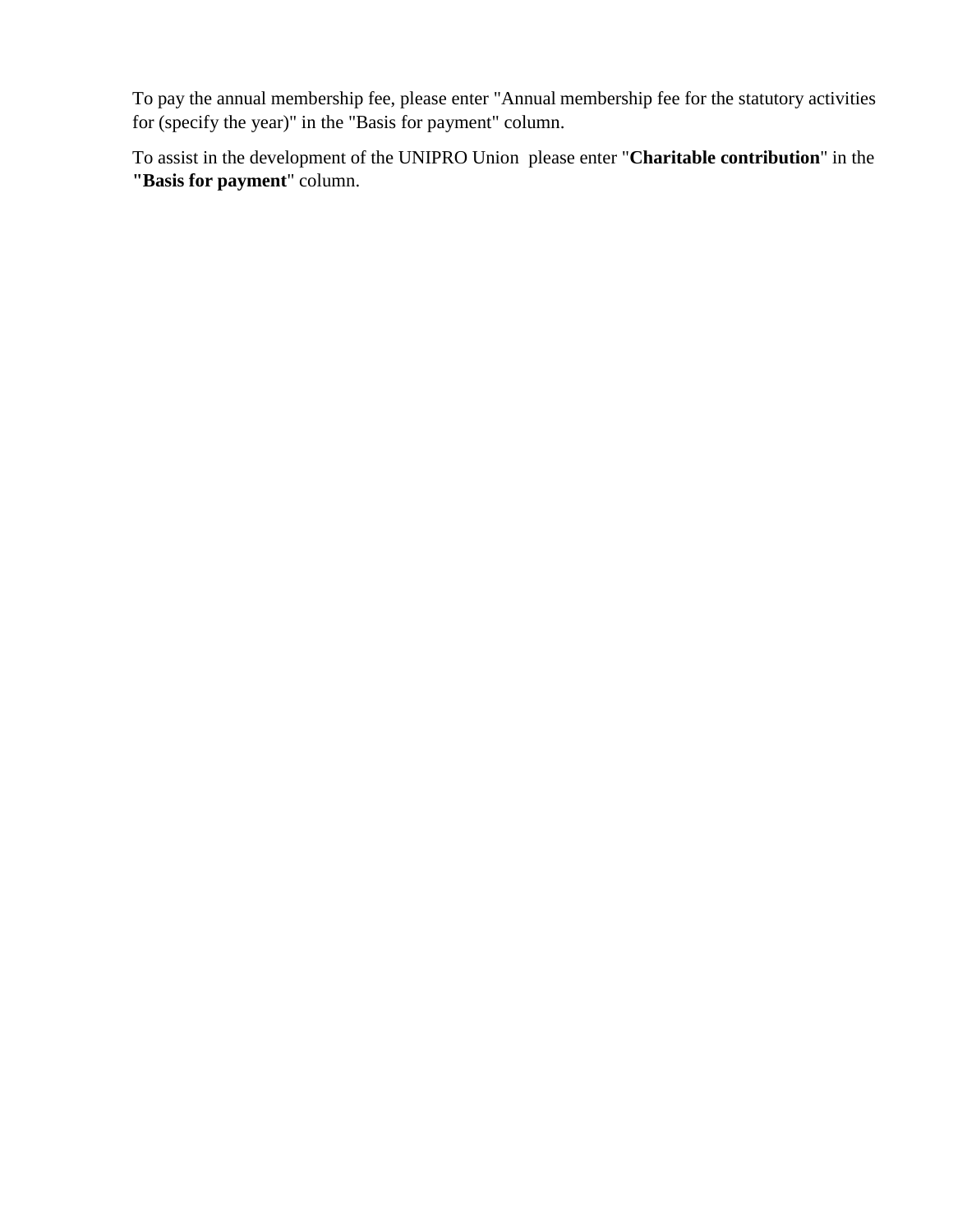To pay the annual membership fee, please enter "Annual membership fee for the statutory activities for (specify the year)" in the "Basis for payment" column.

To assist in the development of the UNIPRO Union please enter "**Charitable contribution**" in the **"Basis for payment**" column.